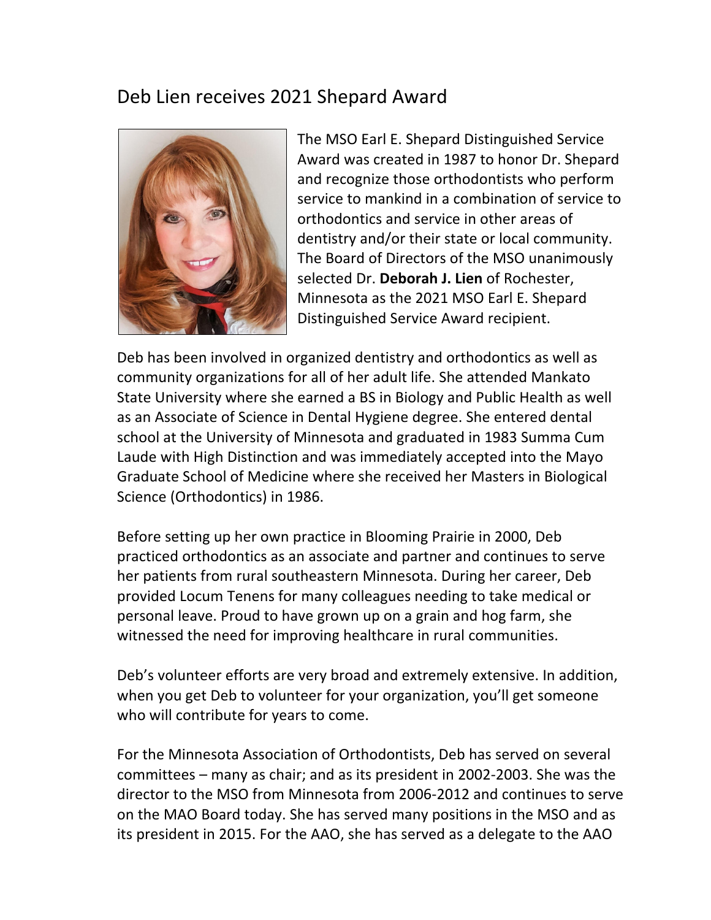# Deb Lien receives 2021 Shepard Award

The MSO Earl E. Shepard Distinguished Service Award was created in 1987 to honor Dr. Shepard and recognize those orthodontists who perform service to mankind in a combination of service to orthodontics and service in other areas of dentistry and/or their state or local community. The Board of Directors of the MSO unanimously selected Dr. **Deborah J. Lien** of Rochester, Minnesota as the 2021 MSO Earl E. Shepard Distinguished Service Award recipient.

Deb has been involved in organized dentistry and orthodontics as well as community organizations for all of her adult life. She attended Mankato State University where she earned a BS in Biology and Public Health as well as an Associate of Science in Dental Hygiene degree. She entered dental school at the University of Minnesota and graduated in 1983 Summa Cum Laude with High Distinction and was immediately accepted into the Mayo Graduate School of Medicine where she received her Masters in Biological Science (Orthodontics) in 1986.

Before setting up her own practice in Blooming Prairie in 2000, Deb practiced orthodontics as an associate and partner and continues to serve her patients from rural southeastern Minnesota. During her career, Deb provided Locum Tenens for many colleagues needing to take medical or personal leave. Proud to have grown up on a grain and hog farm, she witnessed the need for improving healthcare in rural communities.

Deb's volunteer efforts are very broad and extremely extensive. In addition, when you get Deb to volunteer for your organization, you'll get someone who will contribute for years to come.

For the Minnesota Association of Orthodontists, Deb has served on several committees – many as chair; and as its president in 2002-2003. She was the director to the MSO from Minnesota from 2006-2012 and continues to serve on the MAO Board today. She has served many positions in the MSO and as its president in 2015. For the AAO, she has served as a delegate to the AAO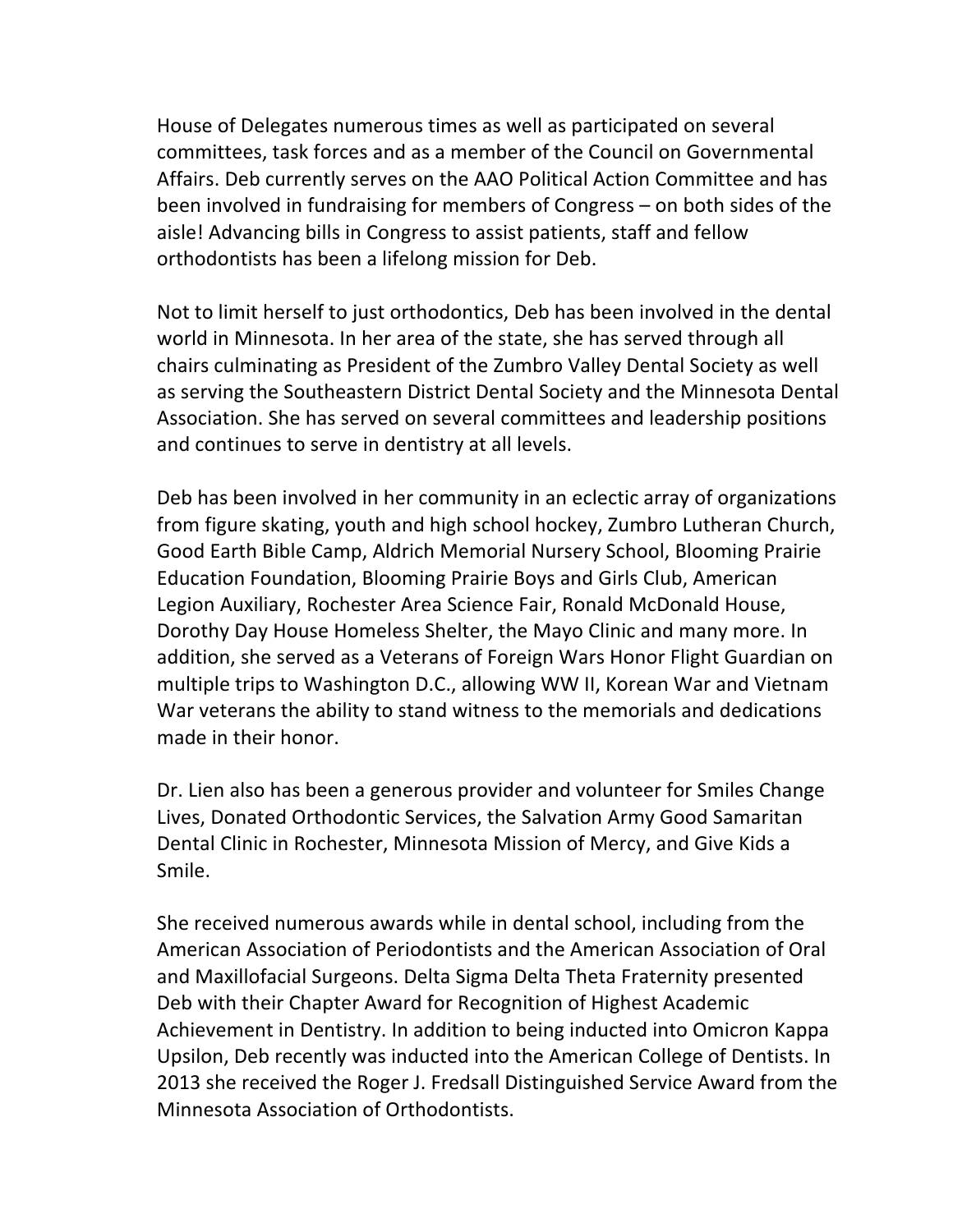House of Delegates numerous times as well as participated on several committees, task forces and as a member of the Council on Governmental Affairs. Deb currently serves on the AAO Political Action Committee and has been involved in fundraising for members of Congress – on both sides of the aisle! Advancing bills in Congress to assist patients, staff and fellow orthodontists has been a lifelong mission for Deb.

Not to limit herself to just orthodontics, Deb has been involved in the dental world in Minnesota. In her area of the state, she has served through all chairs culminating as President of the Zumbro Valley Dental Society as well as serving the Southeastern District Dental Society and the Minnesota Dental Association. She has served on several committees and leadership positions and continues to serve in dentistry at all levels.

Deb has been involved in her community in an eclectic array of organizations from figure skating, youth and high school hockey, Zumbro Lutheran Church, Good Earth Bible Camp, Aldrich Memorial Nursery School, Blooming Prairie Education Foundation, Blooming Prairie Boys and Girls Club, American Legion Auxiliary, Rochester Area Science Fair, Ronald McDonald House, Dorothy Day House Homeless Shelter, the Mayo Clinic and many more. In addition, she served as a Veterans of Foreign Wars Honor Flight Guardian on multiple trips to Washington D.C., allowing WW II, Korean War and Vietnam War veterans the ability to stand witness to the memorials and dedications made in their honor.

Dr. Lien also has been a generous provider and volunteer for Smiles Change Lives, Donated Orthodontic Services, the Salvation Army Good Samaritan Dental Clinic in Rochester, Minnesota Mission of Mercy, and Give Kids a Smile.

She received numerous awards while in dental school, including from the American Association of Periodontists and the American Association of Oral and Maxillofacial Surgeons. Delta Sigma Delta Theta Fraternity presented Deb with their Chapter Award for Recognition of Highest Academic Achievement in Dentistry. In addition to being inducted into Omicron Kappa Upsilon, Deb recently was inducted into the American College of Dentists. In 2013 she received the Roger J. Fredsall Distinguished Service Award from the Minnesota Association of Orthodontists.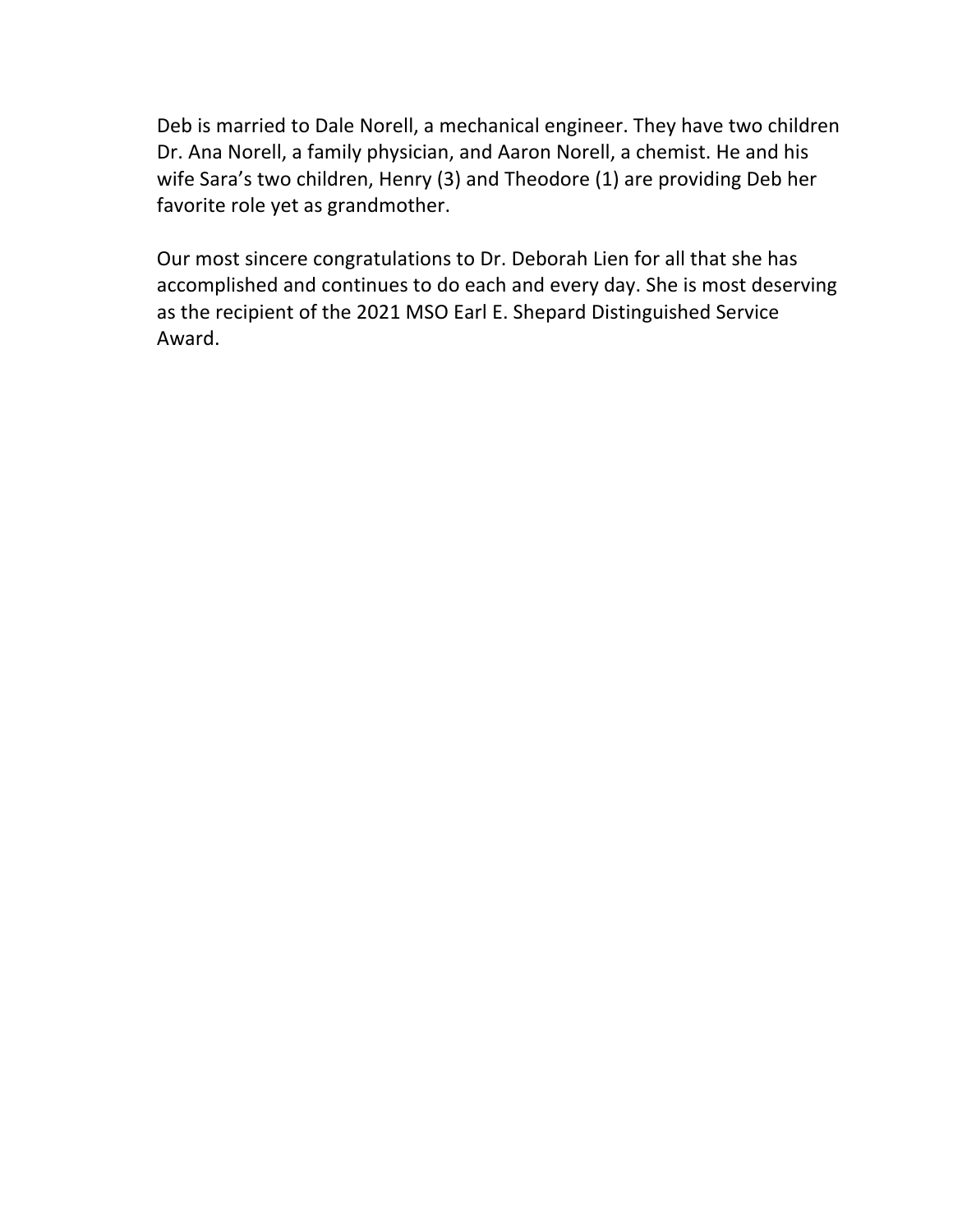Deb is married to Dale Norell, a mechanical engineer. They have two children Dr. Ana Norell, a family physician, and Aaron Norell, a chemist. He and his wife Sara's two children, Henry (3) and Theodore (1) are providing Deb her favorite role yet as grandmother.

Our most sincere congratulations to Dr. Deborah Lien for all that she has accomplished and continues to do each and every day. She is most deserving as the recipient of the 2021 MSO Earl E. Shepard Distinguished Service Award.